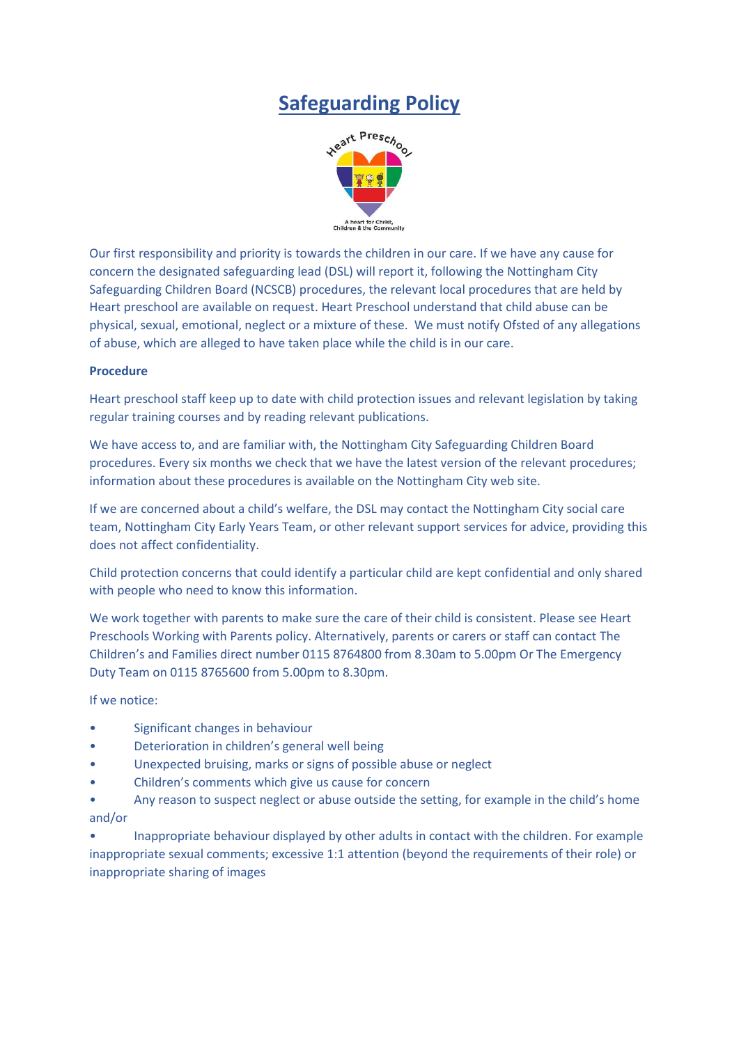# Safeguarding Policy

Our first responsibility and priority is towards the children in our care. If we have any cause for concern the designated safeguarding lead (DSL) will report it, following the Nottingham City Safeguarding Children Board (NCSCB) procedures, the relevant local procedures that are held by Heart preschool are available on request. Heart Preschool understand that child abuse can be physical, sexual, emotional, neglect or a mixture of these. We must notify Ofsted of any allegations of abuse, which are alleged to have taken place while the child is in our care.

**Procedure**

Heart preschool staff keep up to date with child protection issues and relevant legislation by taking regular training courses and by reading relevant publications.

We have access to, and are familiar with, the Nottingham City Safeguarding Children Board procedures. Every six months we check that we have the latest version of the relevant procedures; information about these procedures is available on the Nottingham City web site.

If we are concerned about a child's welfare, the DSL may contact the Nottingham City social care team, Nottingham City Early Years Team, or other relevant support services for advice, providing this does not affect confidentiality.

Child protection concerns that could identify a particular child are kept confidential and only shared with people who need to know this information.

We work together with parents to make sure the care of their child is consistent. Please see Heart Preschools Working with Parents policy. Alternatively, parents or carers or staff can contact The Children's and Families direct number 0115 8764800 from 8.30am to 5.00pm Or The Emergency Duty Team on 0115 8765600 from 5.00pm to 8.30pm.

If we notice:

- Significant changes in behaviour
- Deterioration in children's general well being
- Unexpected bruising, marks or signs of possible abuse or neglect
- Children's comments which give us cause for concern
- Any reason to suspect neglect or abuse outside the setting, for example in the child's home and/or
- Inappropriate behaviour displayed by other adults in contact with the children. For example inappropriate sexual comments; excessive 1:1 attention (beyond the requirements of their role) or inappropriate sharing of images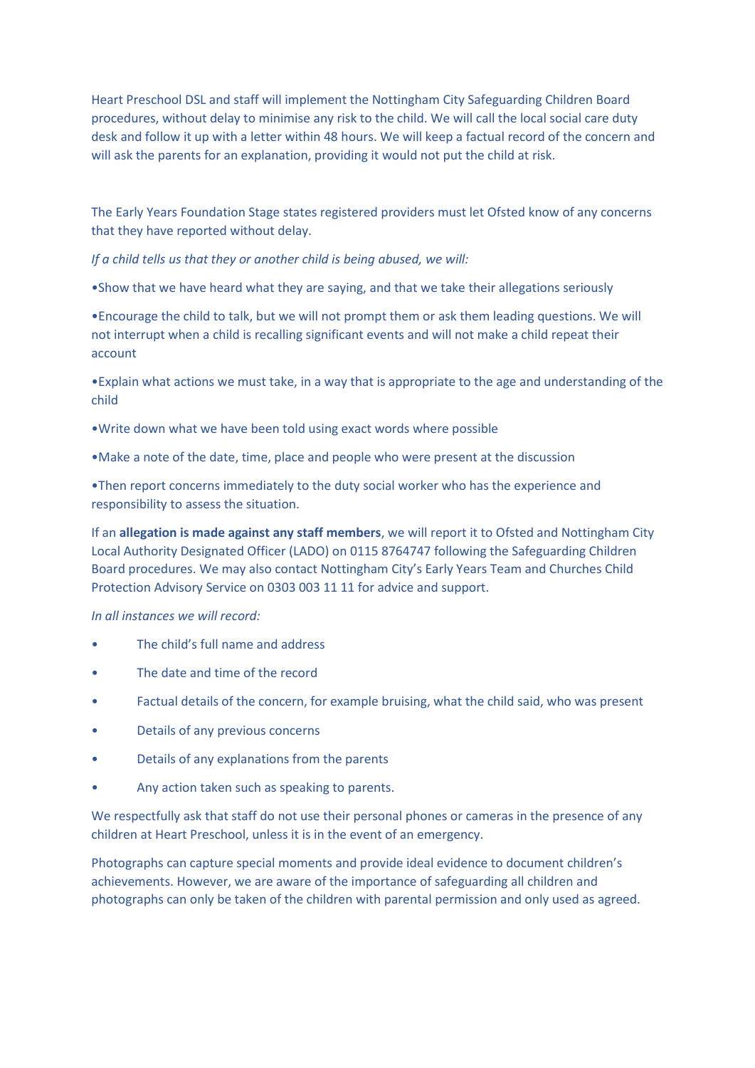Heart Preschool DSL and staff will implement the Nottingham City Safeguarding Children Board procedures, without delay to minimise any risk to the child. We will call the local social care duty desk and follow it up with a letter within 48 hours. We will keep a factual record of the concern and will ask the parents for an explanation, providing it would not put the child at risk.

The Early Years Foundation Stage states registered providers must let Ofsted know of any concerns that they have reported without delay.

*If a child tells us that they or another child is being abused, we will:*

•Show that we have heard what they are saying, and that we take their allegations seriously

•Encourage the child to talk, but we will not prompt them or ask them leading questions. We will not interrupt when a child is recalling significant events and will not make a child repeat their account

•Explain what actions we must take, in a way that is appropriate to the age and understanding of the child

•Write down what we have been told using exact words where possible

•Make a note of the date, time, place and people who were present at the discussion

•Then report concerns immediately to the duty social worker who has the experience and responsibility to assess the situation.

If an **allegation is made against any staff members**, we will report it to Ofsted and Nottingham City Local Authority Designated Officer (LADO) on 0115 8764747 following the Safeguarding Children Board procedures. We may also contact Nottingham City's Early Years Team and Churches Child Protection Advisory Service on 0303 003 11 11 for advice and support.

*In all instances we will record:*

- The child's full name and address
- The date and time of the record
- Factual details of the concern, for example bruising, what the child said, who was present
- Details of any previous concerns
- Details of any explanations from the parents
- Any action taken such as speaking to parents.

We respectfully ask that staff do not use their personal phones or cameras in the presence of any children at Heart Preschool, unless it is in the event of an emergency.

Photographs can capture special moments and provide ideal evidence to document children's achievements. However, we are aware of the importance of safeguarding all children and photographs can only be taken of the children with parental permission and only used as agreed.